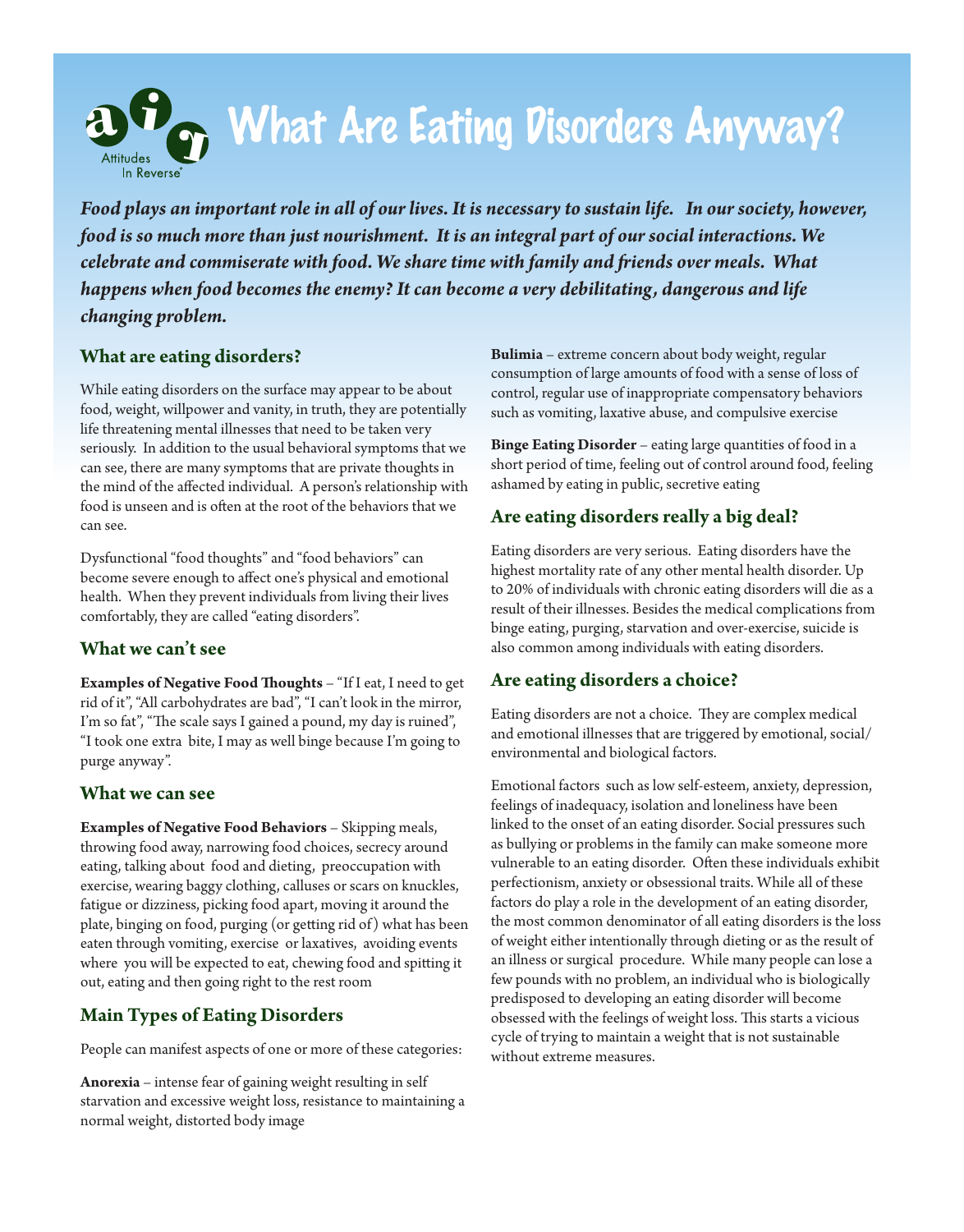Attitudes In Reverse®

# What Are Eating Disorders Anyway?

***Food plays an important role in all of our lives. It is necessary to sustain life. In our society, however, food is so much more than just nourishment. It is an integral part of our social interactions. We celebrate and commiserate with food. We share time with family and friends over meals. What happens when food becomes the enemy? It can become a very debilitating, dangerous and life changing problem.***

## What are eating disorders?

While eating disorders on the surface may appear to be about food, weight, willpower and vanity, in truth, they are potentially life threatening mental illnesses that need to be taken very seriously. In addition to the usual behavioral symptoms that we can see, there are many symptoms that are private thoughts in the mind of the affected individual. A person's relationship with food is unseen and is often at the root of the behaviors that we can see.

Dysfunctional "food thoughts" and "food behaviors" can become severe enough to affect one's physical and emotional health. When they prevent individuals from living their lives comfortably, they are called "eating disorders".

## What we can't see

**Examples of Negative Food Thoughts** – "If I eat, I need to get rid of it", "All carbohydrates are bad", "I can't look in the mirror, I'm so fat", "The scale says I gained a pound, my day is ruined", "I took one extra bite, I may as well binge because I'm going to purge anyway".

## What we can see

**Examples of Negative Food Behaviors** – Skipping meals, throwing food away, narrowing food choices, secrecy around eating, talking about food and dieting, preoccupation with exercise, wearing baggy clothing, calluses or scars on knuckles, fatigue or dizziness, picking food apart, moving it around the plate, binging on food, purging (or getting rid of) what has been eaten through vomiting, exercise or laxatives, avoiding events where you will be expected to eat, chewing food and spitting it out, eating and then going right to the rest room

## Main Types of Eating Disorders

People can manifest aspects of one or more of these categories:

**Anorexia** – intense fear of gaining weight resulting in self starvation and excessive weight loss, resistance to maintaining a normal weight, distorted body image

**Bulimia** – extreme concern about body weight, regular consumption of large amounts of food with a sense of loss of control, regular use of inappropriate compensatory behaviors such as vomiting, laxative abuse, and compulsive exercise

**Binge Eating Disorder** – eating large quantities of food in a short period of time, feeling out of control around food, feeling ashamed by eating in public, secretive eating

## Are eating disorders really a big deal?

Eating disorders are very serious. Eating disorders have the highest mortality rate of any other mental health disorder. Up to 20% of individuals with chronic eating disorders will die as a result of their illnesses. Besides the medical complications from binge eating, purging, starvation and over-exercise, suicide is also common among individuals with eating disorders.

## Are eating disorders a choice?

Eating disorders are not a choice. They are complex medical and emotional illnesses that are triggered by emotional, social/ environmental and biological factors.

Emotional factors such as low self-esteem, anxiety, depression, feelings of inadequacy, isolation and loneliness have been linked to the onset of an eating disorder. Social pressures such as bullying or problems in the family can make someone more vulnerable to an eating disorder. Often these individuals exhibit perfectionism, anxiety or obsessional traits. While all of these factors do play a role in the development of an eating disorder, the most common denominator of all eating disorders is the loss of weight either intentionally through dieting or as the result of an illness or surgical procedure. While many people can lose a few pounds with no problem, an individual who is biologically predisposed to developing an eating disorder will become obsessed with the feelings of weight loss. This starts a vicious cycle of trying to maintain a weight that is not sustainable without extreme measures.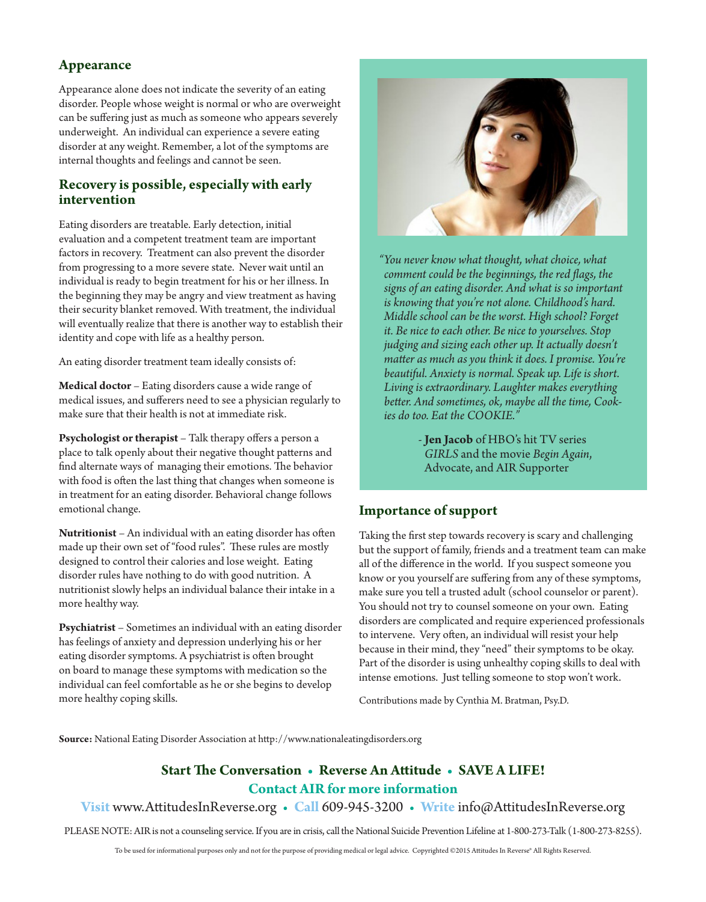## Appearance

Appearance alone does not indicate the severity of an eating disorder. People whose weight is normal or who are overweight can be suffering just as much as someone who appears severely underweight. An individual can experience a severe eating disorder at any weight. Remember, a lot of the symptoms are internal thoughts and feelings and cannot be seen.

## Recovery is possible, especially with early intervention

Eating disorders are treatable. Early detection, initial evaluation and a competent treatment team are important factors in recovery. Treatment can also prevent the disorder from progressing to a more severe state. Never wait until an individual is ready to begin treatment for his or her illness. In the beginning they may be angry and view treatment as having their security blanket removed. With treatment, the individual will eventually realize that there is another way to establish their identity and cope with life as a healthy person.

An eating disorder treatment team ideally consists of:

**Medical doctor** – Eating disorders cause a wide range of medical issues, and sufferers need to see a physician regularly to make sure that their health is not at immediate risk.

**Psychologist or therapist** – Talk therapy offers a person a place to talk openly about their negative thought patterns and find alternate ways of managing their emotions. The behavior with food is often the last thing that changes when someone is in treatment for an eating disorder. Behavioral change follows emotional change.

**Nutritionist** – An individual with an eating disorder has often made up their own set of "food rules". These rules are mostly designed to control their calories and lose weight. Eating disorder rules have nothing to do with good nutrition. A nutritionist slowly helps an individual balance their intake in a more healthy way.

**Psychiatrist** – Sometimes an individual with an eating disorder has feelings of anxiety and depression underlying his or her eating disorder symptoms. A psychiatrist is often brought on board to manage these symptoms with medication so the individual can feel comfortable as he or she begins to develop more healthy coping skills.

*"You never know what thought, what choice, what comment could be the beginnings, the red flags, the signs of an eating disorder. And what is so important is knowing that you're not alone. Childhood's hard. Middle school can be the worst. High school? Forget it. Be nice to each other. Be nice to yourselves. Stop judging and sizing each other up. It actually doesn't matter as much as you think it does. I promise. You're beautiful. Anxiety is normal. Speak up. Life is short. Living is extraordinary. Laughter makes everything better. And sometimes, ok, maybe all the time, Cookies do too. Eat the COOKIE."*

- **Jen Jacob** of HBO's hit TV series *GIRLS* and the movie *Begin Again*, Advocate, and AIR Supporter

## Importance of support

Taking the first step towards recovery is scary and challenging but the support of family, friends and a treatment team can make all of the difference in the world. If you suspect someone you know or you yourself are suffering from any of these symptoms, make sure you tell a trusted adult (school counselor or parent). You should not try to counsel someone on your own. Eating disorders are complicated and require experienced professionals to intervene. Very often, an individual will resist your help because in their mind, they "need" their symptoms to be okay. Part of the disorder is using unhealthy coping skills to deal with intense emotions. Just telling someone to stop won't work.

Contributions made by Cynthia M. Bratman, Psy.D.

**Source:** National Eating Disorder Association at http://www.nationaleatingdisorders.org

**Start The Conversation • Reverse An Attitude • SAVE A LIFE!**

**Contact AIR for more information**

Visit www.AttitudesInReverse.org • Call 609-945-3200 • Write info@AttitudesInReverse.org

PLEASE NOTE: AIR is not a counseling service. If you are in crisis, call the National Suicide Prevention Lifeline at 1-800-273-Talk (1-800-273-8255).

To be used for informational purposes only and not for the purpose of providing medical or legal advice. Copyrighted ©2015 Attitudes In Reverse® All Rights Reserved.